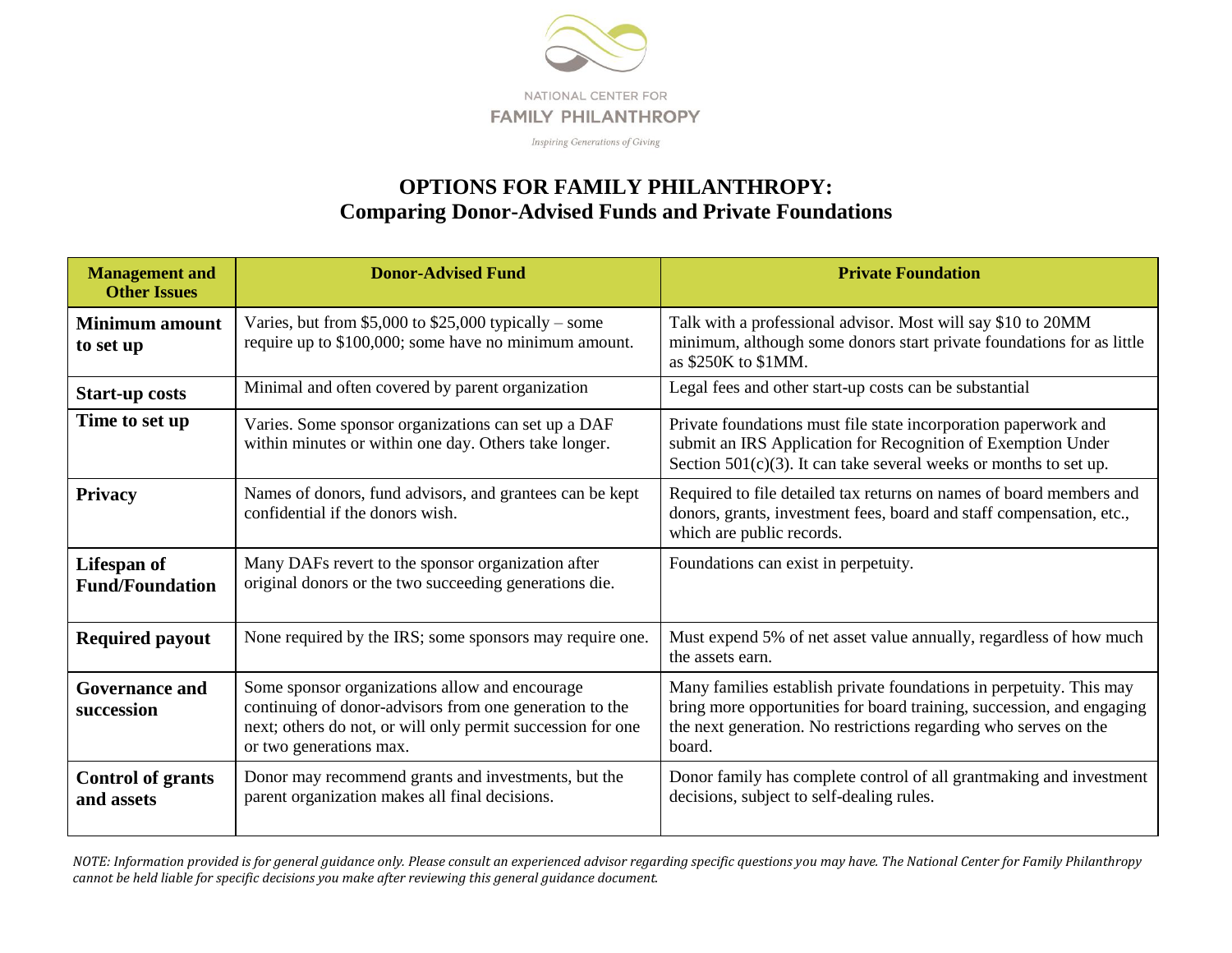NATIONAL CENTER FOR
FAMILY PHILANTHROPY
*Inspiring Generations of Giving*

# OPTIONS FOR FAMILY PHILANTHROPY:
## Comparing Donor-Advised Funds and Private Foundations

| Management and Other Issues | Donor-Advised Fund | Private Foundation |
|---|---|---|
| **Minimum amount to set up** | Varies, but from $5,000 to $25,000 typically – some require up to $100,000; some have no minimum amount. | Talk with a professional advisor. Most will say $10 to 20MM minimum, although some donors start private foundations for as little as $250K to $1MM. |
| **Start-up costs** | Minimal and often covered by parent organization | Legal fees and other start-up costs can be substantial |
| **Time to set up** | Varies. Some sponsor organizations can set up a DAF within minutes or within one day. Others take longer. | Private foundations must file state incorporation paperwork and submit an IRS Application for Recognition of Exemption Under Section 501(c)(3). It can take several weeks or months to set up. |
| **Privacy** | Names of donors, fund advisors, and grantees can be kept confidential if the donors wish. | Required to file detailed tax returns on names of board members and donors, grants, investment fees, board and staff compensation, etc., which are public records. |
| **Lifespan of Fund/Foundation** | Many DAFs revert to the sponsor organization after original donors or the two succeeding generations die. | Foundations can exist in perpetuity. |
| **Required payout** | None required by the IRS; some sponsors may require one. | Must expend 5% of net asset value annually, regardless of how much the assets earn. |
| **Governance and succession** | Some sponsor organizations allow and encourage continuing of donor-advisors from one generation to the next; others do not, or will only permit succession for one or two generations max. | Many families establish private foundations in perpetuity. This may bring more opportunities for board training, succession, and engaging the next generation. No restrictions regarding who serves on the board. |
| **Control of grants and assets** | Donor may recommend grants and investments, but the parent organization makes all final decisions. | Donor family has complete control of all grantmaking and investment decisions, subject to self-dealing rules. |

*NOTE: Information provided is for general guidance only. Please consult an experienced advisor regarding specific questions you may have. The National Center for Family Philanthropy cannot be held liable for specific decisions you make after reviewing this general guidance document.*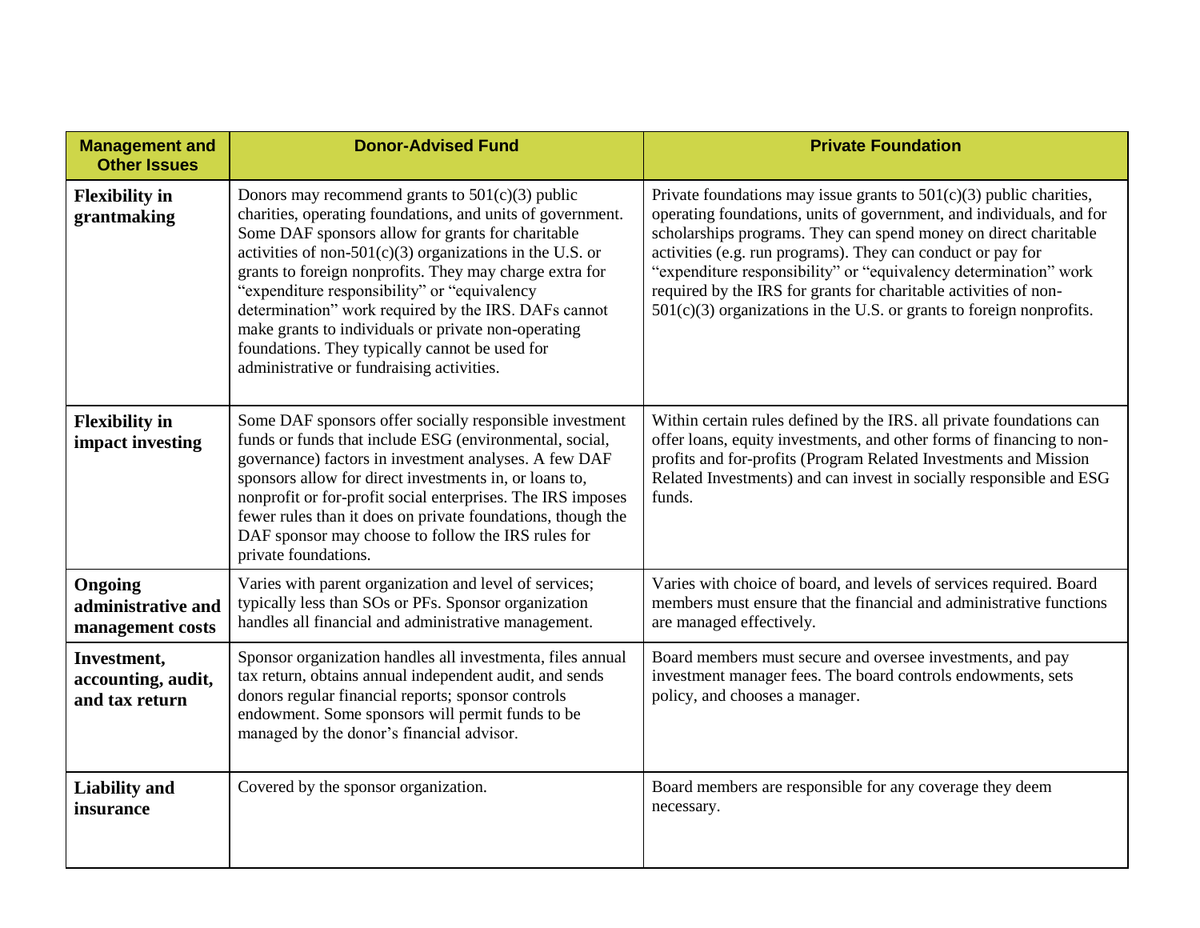| Management and Other Issues | Donor-Advised Fund | Private Foundation |
|---|---|---|
| **Flexibility in grantmaking** | Donors may recommend grants to 501(c)(3) public charities, operating foundations, and units of government. Some DAF sponsors allow for grants for charitable activities of non-501(c)(3) organizations in the U.S. or grants to foreign nonprofits. They may charge extra for "expenditure responsibility" or "equivalency determination" work required by the IRS. DAFs cannot make grants to individuals or private non-operating foundations. They typically cannot be used for administrative or fundraising activities. | Private foundations may issue grants to 501(c)(3) public charities, operating foundations, units of government, and individuals, and for scholarships programs. They can spend money on direct charitable activities (e.g. run programs). They can conduct or pay for "expenditure responsibility" or "equivalency determination" work required by the IRS for grants for charitable activities of non-501(c)(3) organizations in the U.S. or grants to foreign nonprofits. |
| **Flexibility in impact investing** | Some DAF sponsors offer socially responsible investment funds or funds that include ESG (environmental, social, governance) factors in investment analyses. A few DAF sponsors allow for direct investments in, or loans to, nonprofit or for-profit social enterprises. The IRS imposes fewer rules than it does on private foundations, though the DAF sponsor may choose to follow the IRS rules for private foundations. | Within certain rules defined by the IRS. all private foundations can offer loans, equity investments, and other forms of financing to non-profits and for-profits (Program Related Investments and Mission Related Investments) and can invest in socially responsible and ESG funds. |
| **Ongoing administrative and management costs** | Varies with parent organization and level of services; typically less than SOs or PFs. Sponsor organization handles all financial and administrative management. | Varies with choice of board, and levels of services required. Board members must ensure that the financial and administrative functions are managed effectively. |
| **Investment, accounting, audit, and tax return** | Sponsor organization handles all investmenta, files annual tax return, obtains annual independent audit, and sends donors regular financial reports; sponsor controls endowment. Some sponsors will permit funds to be managed by the donor's financial advisor. | Board members must secure and oversee investments, and pay investment manager fees. The board controls endowments, sets policy, and chooses a manager. |
| **Liability and insurance** | Covered by the sponsor organization. | Board members are responsible for any coverage they deem necessary. |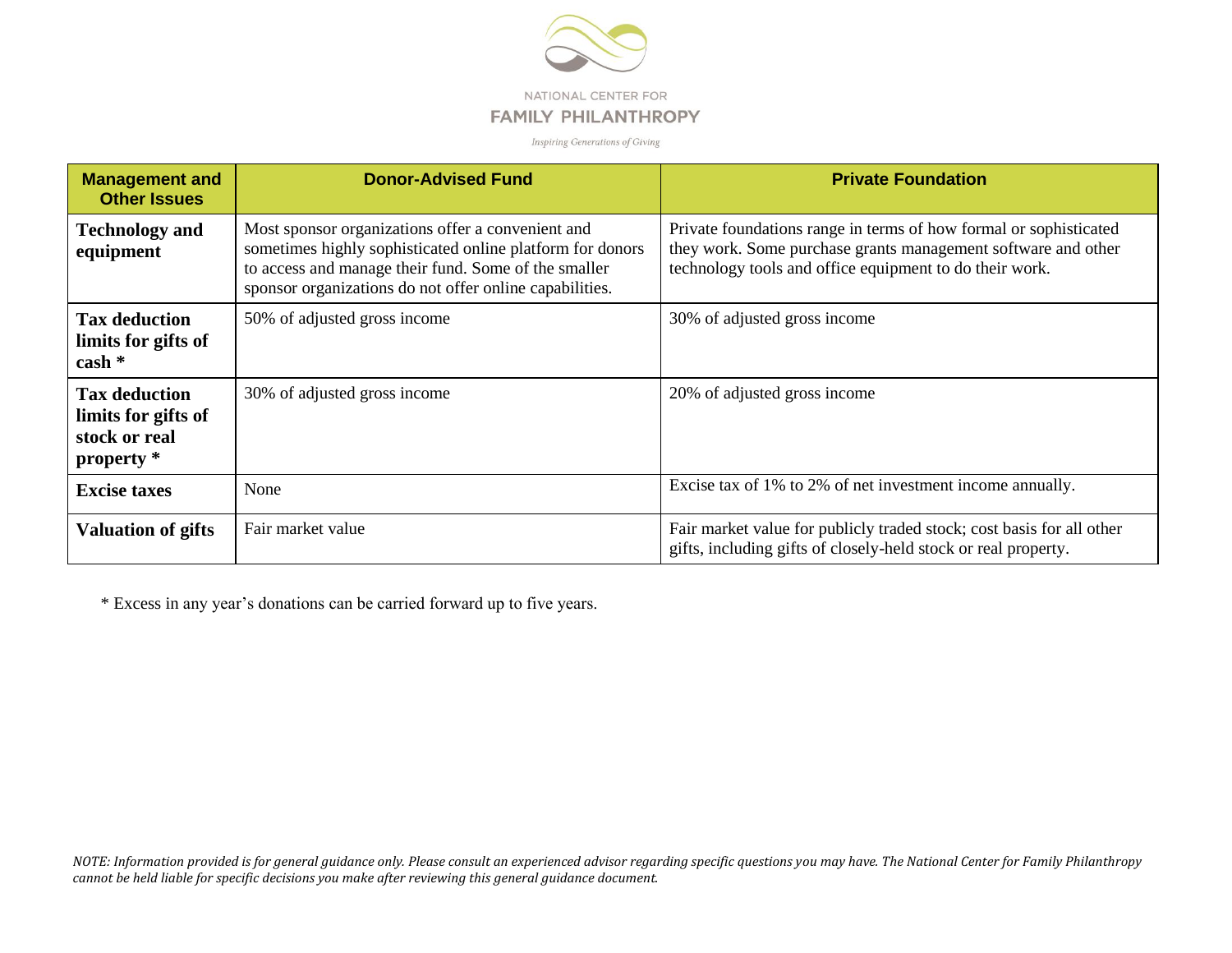NATIONAL CENTER FOR
FAMILY PHILANTHROPY

*Inspiring Generations of Giving*

| Management and Other Issues | Donor-Advised Fund | Private Foundation |
|---|---|---|
| **Technology and equipment** | Most sponsor organizations offer a convenient and sometimes highly sophisticated online platform for donors to access and manage their fund. Some of the smaller sponsor organizations do not offer online capabilities. | Private foundations range in terms of how formal or sophisticated they work. Some purchase grants management software and other technology tools and office equipment to do their work. |
| **Tax deduction limits for gifts of cash \*** | 50% of adjusted gross income | 30% of adjusted gross income |
| **Tax deduction limits for gifts of stock or real property \*** | 30% of adjusted gross income | 20% of adjusted gross income |
| **Excise taxes** | None | Excise tax of 1% to 2% of net investment income annually. |
| **Valuation of gifts** | Fair market value | Fair market value for publicly traded stock; cost basis for all other gifts, including gifts of closely-held stock or real property. |

\* Excess in any year's donations can be carried forward up to five years.

*NOTE: Information provided is for general guidance only. Please consult an experienced advisor regarding specific questions you may have. The National Center for Family Philanthropy cannot be held liable for specific decisions you make after reviewing this general guidance document.*